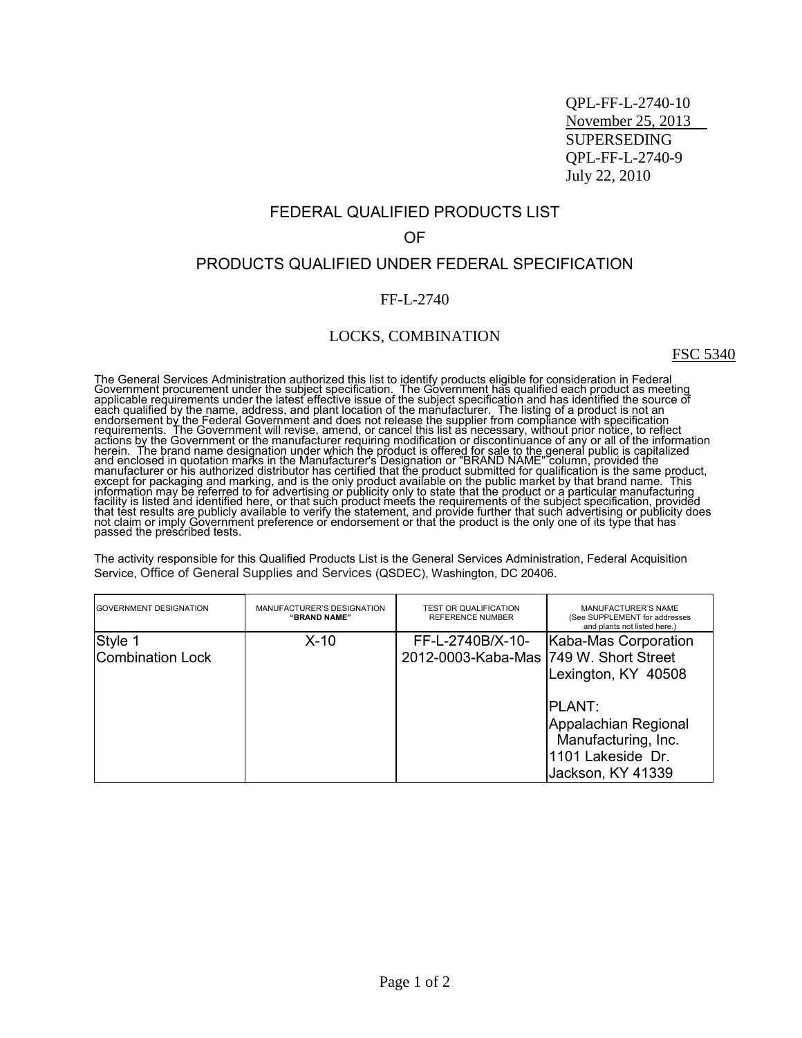QPL-FF-L-2740-10
November 25, 2013
SUPERSEDING
QPL-FF-L-2740-9
July 22, 2010

# FEDERAL QUALIFIED PRODUCTS LIST

# OF

# PRODUCTS QUALIFIED UNDER FEDERAL SPECIFICATION

## FF-L-2740

## LOCKS, COMBINATION

FSC 5340

The General Services Administration authorized this list to identify products eligible for consideration in Federal Government procurement under the subject specification. The Government has qualified each product as meeting applicable requirements under the latest effective issue of the subject specification and has identified the source of each qualified by the name, address, and plant location of the manufacturer. The listing of a product is not an endorsement by the Federal Government and does not release the supplier from compliance with specification requirements. The Government will revise, amend, or cancel this list as necessary, without prior notice, to reflect actions by the Government or the manufacturer requiring modification or discontinuance of any or all of the information herein. The brand name designation under which the product is offered for sale to the general public is capitalized and enclosed in quotation marks in the Manufacturer's Designation or "BRAND NAME" column, provided the manufacturer or his authorized distributor has certified that the product submitted for qualification is the same product, except for packaging and marking, and is the only product available on the public market by that brand name. This information may be referred to for advertising or publicity only to state that the product or a particular manufacturing facility is listed and identified here, or that such product meets the requirements of the subject specification, provided that test results are publicly available to verify the statement, and provide further that such advertising or publicity does not claim or imply Government preference or endorsement or that the product is the only one of its type that has passed the prescribed tests.

The activity responsible for this Qualified Products List is the General Services Administration, Federal Acquisition Service, Office of General Supplies and Services (QSDEC), Washington, DC 20406.

| GOVERNMENT DESIGNATION | MANUFACTURER'S DESIGNATION "BRAND NAME" | TEST OR QUALIFICATION REFERENCE NUMBER | MANUFACTURER'S NAME (See SUPPLEMENT for addresses and plants not listed here.) |
|---|---|---|---|
| Style 1 Combination Lock | X-10 | FF-L-2740B/X-10-2012-0003-Kaba-Mas | Kaba-Mas Corporation<br>749 W. Short Street<br>Lexington, KY 40508<br><br>PLANT:<br>Appalachian Regional Manufacturing, Inc.<br>1101 Lakeside Dr.<br>Jackson, KY 41339 |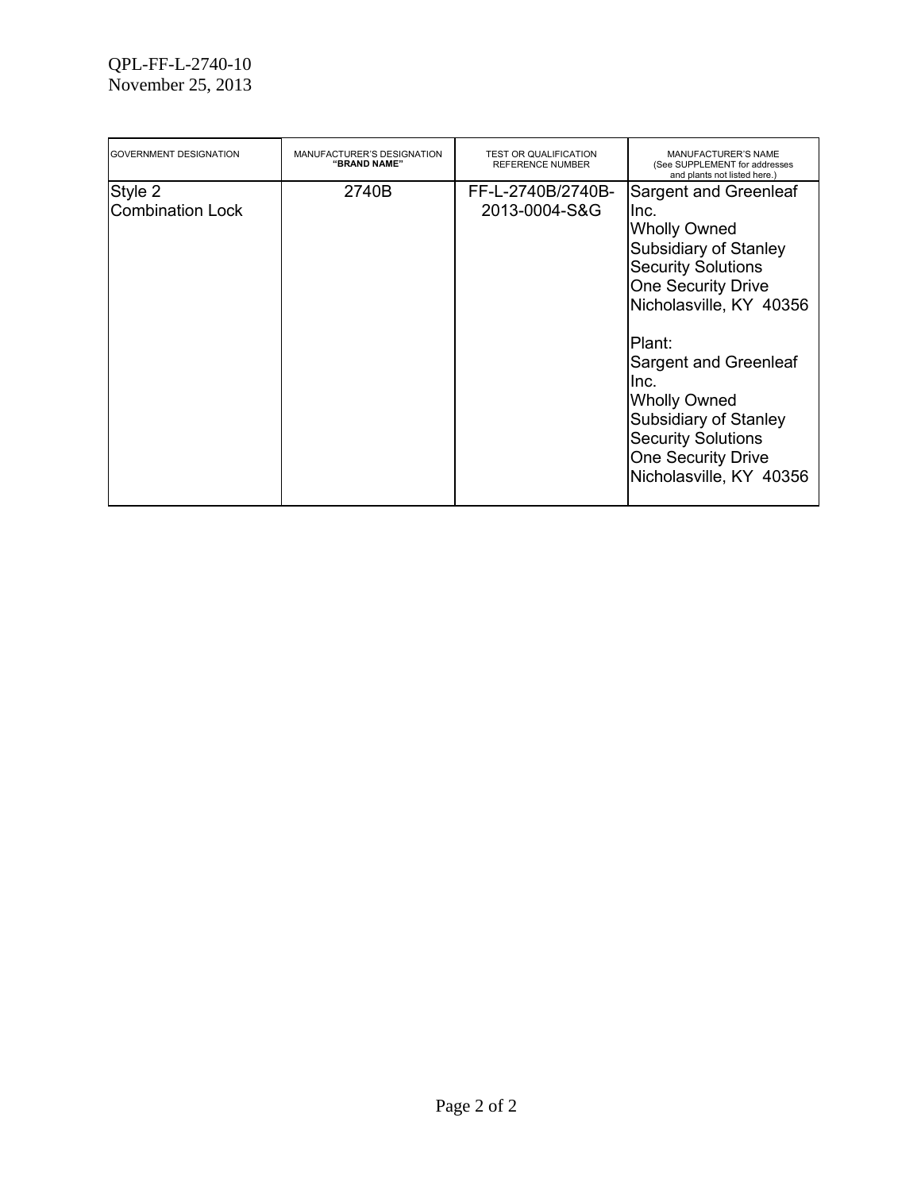| GOVERNMENT DESIGNATION | MANUFACTURER'S DESIGNATION **"BRAND NAME"** | TEST OR QUALIFICATION REFERENCE NUMBER | MANUFACTURER'S NAME (See SUPPLEMENT for addresses and plants not listed here.) |
|---|---|---|---|
| Style 2 Combination Lock | 2740B | FF-L-2740B/2740B-2013-0004-S&G | Sargent and Greenleaf Inc. Wholly Owned Subsidiary of Stanley Security Solutions One Security Drive Nicholasville, KY 40356<br><br>Plant:<br>Sargent and Greenleaf Inc. Wholly Owned Subsidiary of Stanley Security Solutions One Security Drive Nicholasville, KY 40356 |